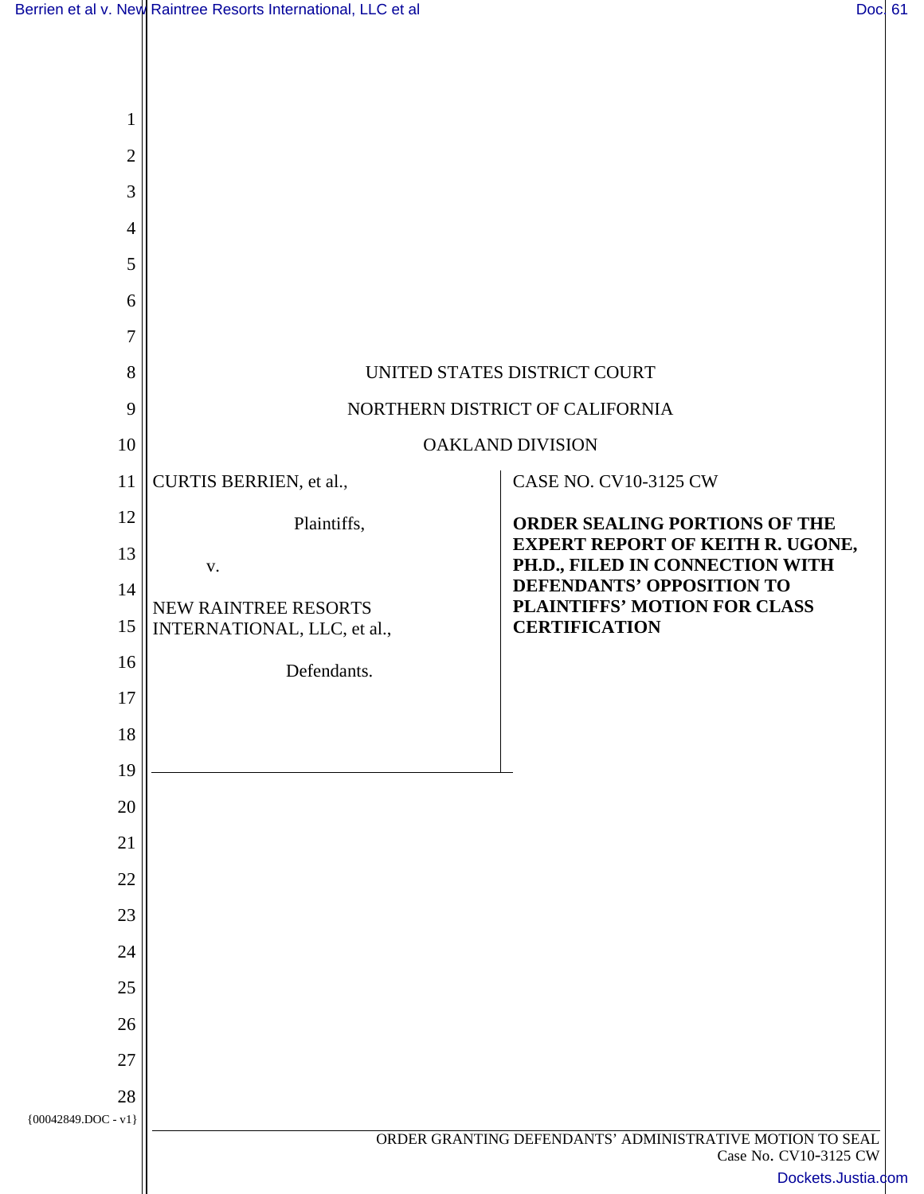UNITED STATES DISTRICT COURT

NORTHERN DISTRICT OF CALIFORNIA

OAKLAND DIVISION

| | |
|---|---|
| CURTIS BERRIEN, et al.,<br><br>Plaintiffs,<br><br>v.<br><br>NEW RAINTREE RESORTS INTERNATIONAL, LLC, et al.,<br><br>Defendants. | CASE NO. CV10-3125 CW<br><br>**ORDER SEALING PORTIONS OF THE EXPERT REPORT OF KEITH R. UGONE, PH.D., FILED IN CONNECTION WITH DEFENDANTS' OPPOSITION TO PLAINTIFFS' MOTION FOR CLASS CERTIFICATION** |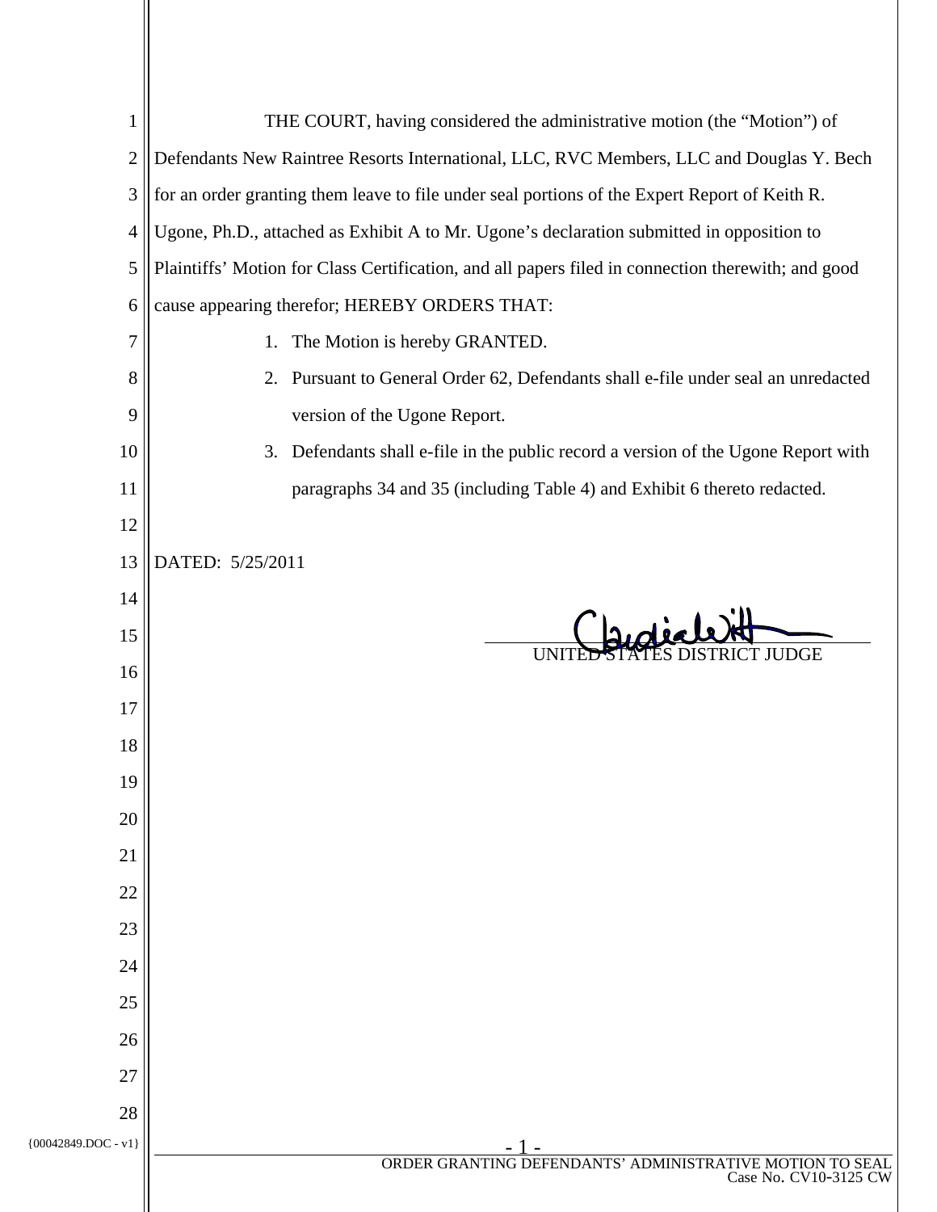THE COURT, having considered the administrative motion (the "Motion") of Defendants New Raintree Resorts International, LLC, RVC Members, LLC and Douglas Y. Bech for an order granting them leave to file under seal portions of the Expert Report of Keith R. Ugone, Ph.D., attached as Exhibit A to Mr. Ugone's declaration submitted in opposition to Plaintiffs' Motion for Class Certification, and all papers filed in connection therewith; and good cause appearing therefor; HEREBY ORDERS THAT:

1. The Motion is hereby GRANTED.
2. Pursuant to General Order 62, Defendants shall e-file under seal an unredacted version of the Ugone Report.
3. Defendants shall e-file in the public record a version of the Ugone Report with paragraphs 34 and 35 (including Table 4) and Exhibit 6 thereto redacted.

DATED: 5/25/2011

UNITED STATES DISTRICT JUDGE

{00042849.DOC - v1}

ORDER GRANTING DEFENDANTS' ADMINISTRATIVE MOTION TO SEAL
Case No. CV10-3125 CW